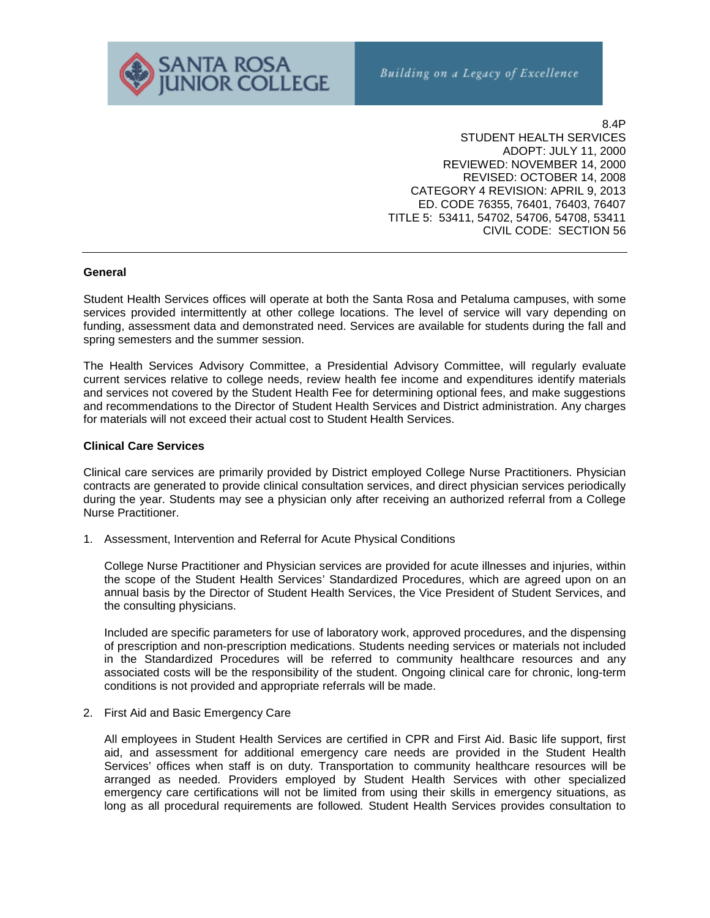SANTA ROSA JUNIOR COLLEGE

*Building on a Legacy of Excellence*

8.4P
STUDENT HEALTH SERVICES
ADOPT: JULY 11, 2000
REVIEWED: NOVEMBER 14, 2000
REVISED: OCTOBER 14, 2008
CATEGORY 4 REVISION: APRIL 9, 2013
ED. CODE 76355, 76401, 76403, 76407
TITLE 5: 53411, 54702, 54706, 54708, 53411
CIVIL CODE: SECTION 56

---

**General**

Student Health Services offices will operate at both the Santa Rosa and Petaluma campuses, with some services provided intermittently at other college locations. The level of service will vary depending on funding, assessment data and demonstrated need. Services are available for students during the fall and spring semesters and the summer session.

The Health Services Advisory Committee, a Presidential Advisory Committee, will regularly evaluate current services relative to college needs, review health fee income and expenditures identify materials and services not covered by the Student Health Fee for determining optional fees, and make suggestions and recommendations to the Director of Student Health Services and District administration. Any charges for materials will not exceed their actual cost to Student Health Services.

**Clinical Care Services**

Clinical care services are primarily provided by District employed College Nurse Practitioners. Physician contracts are generated to provide clinical consultation services, and direct physician services periodically during the year. Students may see a physician only after receiving an authorized referral from a College Nurse Practitioner.

1. Assessment, Intervention and Referral for Acute Physical Conditions

   College Nurse Practitioner and Physician services are provided for acute illnesses and injuries, within the scope of the Student Health Services' Standardized Procedures, which are agreed upon on an annual basis by the Director of Student Health Services, the Vice President of Student Services, and the consulting physicians.

   Included are specific parameters for use of laboratory work, approved procedures, and the dispensing of prescription and non-prescription medications. Students needing services or materials not included in the Standardized Procedures will be referred to community healthcare resources and any associated costs will be the responsibility of the student. Ongoing clinical care for chronic, long-term conditions is not provided and appropriate referrals will be made.

2. First Aid and Basic Emergency Care

   All employees in Student Health Services are certified in CPR and First Aid. Basic life support, first aid, and assessment for additional emergency care needs are provided in the Student Health Services' offices when staff is on duty. Transportation to community healthcare resources will be arranged as needed. Providers employed by Student Health Services with other specialized emergency care certifications will not be limited from using their skills in emergency situations, as long as all procedural requirements are followed*.* Student Health Services provides consultation to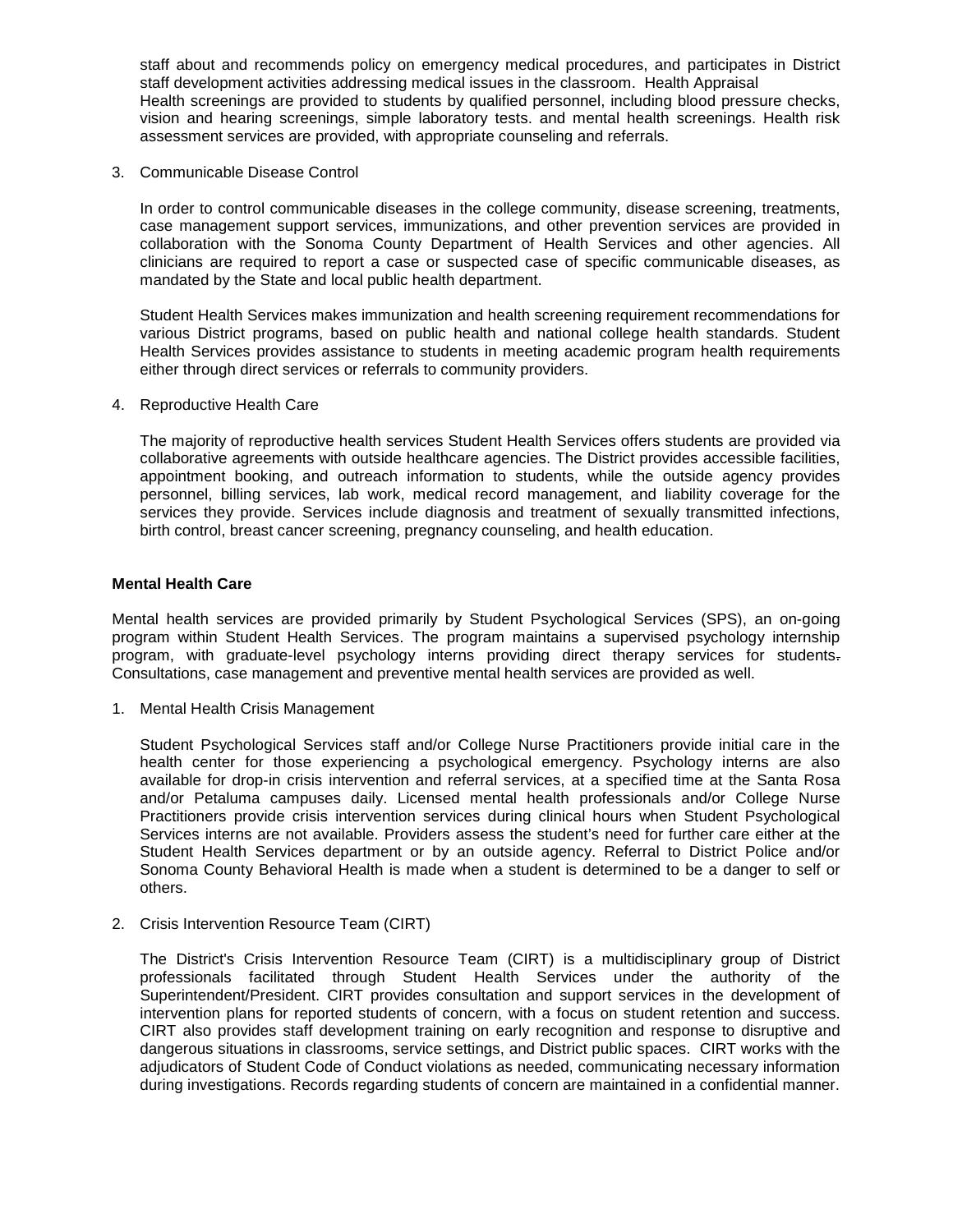staff about and recommends policy on emergency medical procedures, and participates in District staff development activities addressing medical issues in the classroom. Health Appraisal Health screenings are provided to students by qualified personnel, including blood pressure checks, vision and hearing screenings, simple laboratory tests. and mental health screenings. Health risk assessment services are provided, with appropriate counseling and referrals.

3. Communicable Disease Control

   In order to control communicable diseases in the college community, disease screening, treatments, case management support services, immunizations, and other prevention services are provided in collaboration with the Sonoma County Department of Health Services and other agencies. All clinicians are required to report a case or suspected case of specific communicable diseases, as mandated by the State and local public health department.

   Student Health Services makes immunization and health screening requirement recommendations for various District programs, based on public health and national college health standards. Student Health Services provides assistance to students in meeting academic program health requirements either through direct services or referrals to community providers.

4. Reproductive Health Care

   The majority of reproductive health services Student Health Services offers students are provided via collaborative agreements with outside healthcare agencies. The District provides accessible facilities, appointment booking, and outreach information to students, while the outside agency provides personnel, billing services, lab work, medical record management, and liability coverage for the services they provide. Services include diagnosis and treatment of sexually transmitted infections, birth control, breast cancer screening, pregnancy counseling, and health education.

**Mental Health Care**

Mental health services are provided primarily by Student Psychological Services (SPS), an on-going program within Student Health Services. The program maintains a supervised psychology internship program, with graduate-level psychology interns providing direct therapy services for students. Consultations, case management and preventive mental health services are provided as well.

1. Mental Health Crisis Management

   Student Psychological Services staff and/or College Nurse Practitioners provide initial care in the health center for those experiencing a psychological emergency. Psychology interns are also available for drop-in crisis intervention and referral services, at a specified time at the Santa Rosa and/or Petaluma campuses daily. Licensed mental health professionals and/or College Nurse Practitioners provide crisis intervention services during clinical hours when Student Psychological Services interns are not available. Providers assess the student's need for further care either at the Student Health Services department or by an outside agency. Referral to District Police and/or Sonoma County Behavioral Health is made when a student is determined to be a danger to self or others.

2. Crisis Intervention Resource Team (CIRT)

   The District's Crisis Intervention Resource Team (CIRT) is a multidisciplinary group of District professionals facilitated through Student Health Services under the authority of the Superintendent/President. CIRT provides consultation and support services in the development of intervention plans for reported students of concern, with a focus on student retention and success. CIRT also provides staff development training on early recognition and response to disruptive and dangerous situations in classrooms, service settings, and District public spaces. CIRT works with the adjudicators of Student Code of Conduct violations as needed, communicating necessary information during investigations. Records regarding students of concern are maintained in a confidential manner.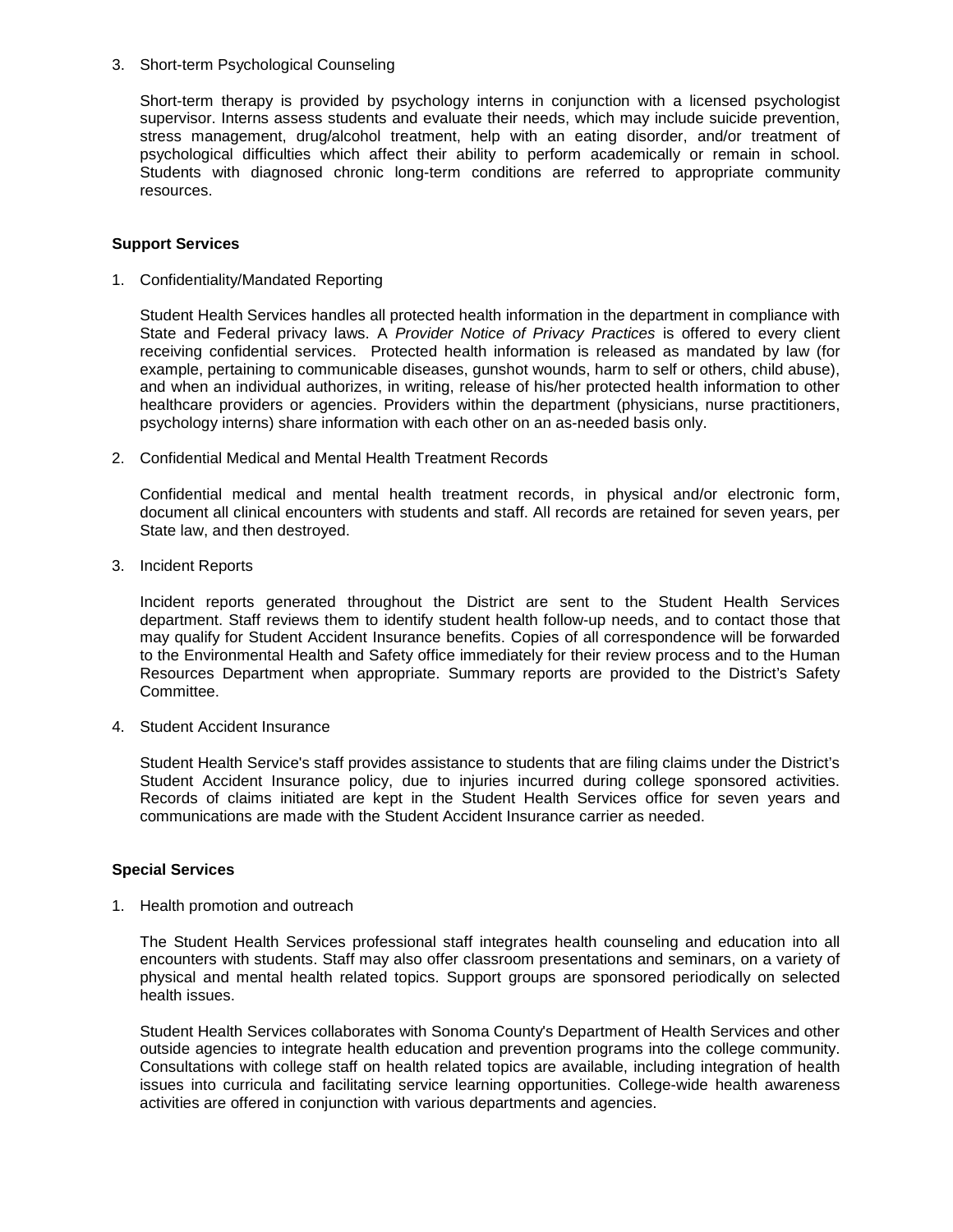3. Short-term Psychological Counseling

   Short-term therapy is provided by psychology interns in conjunction with a licensed psychologist supervisor. Interns assess students and evaluate their needs, which may include suicide prevention, stress management, drug/alcohol treatment, help with an eating disorder, and/or treatment of psychological difficulties which affect their ability to perform academically or remain in school. Students with diagnosed chronic long-term conditions are referred to appropriate community resources.

**Support Services**

1. Confidentiality/Mandated Reporting

   Student Health Services handles all protected health information in the department in compliance with State and Federal privacy laws. A *Provider Notice of Privacy Practices* is offered to every client receiving confidential services. Protected health information is released as mandated by law (for example, pertaining to communicable diseases, gunshot wounds, harm to self or others, child abuse), and when an individual authorizes, in writing, release of his/her protected health information to other healthcare providers or agencies. Providers within the department (physicians, nurse practitioners, psychology interns) share information with each other on an as-needed basis only.

2. Confidential Medical and Mental Health Treatment Records

   Confidential medical and mental health treatment records, in physical and/or electronic form, document all clinical encounters with students and staff. All records are retained for seven years, per State law, and then destroyed.

3. Incident Reports

   Incident reports generated throughout the District are sent to the Student Health Services department. Staff reviews them to identify student health follow-up needs, and to contact those that may qualify for Student Accident Insurance benefits. Copies of all correspondence will be forwarded to the Environmental Health and Safety office immediately for their review process and to the Human Resources Department when appropriate. Summary reports are provided to the District's Safety Committee.

4. Student Accident Insurance

   Student Health Service's staff provides assistance to students that are filing claims under the District's Student Accident Insurance policy, due to injuries incurred during college sponsored activities. Records of claims initiated are kept in the Student Health Services office for seven years and communications are made with the Student Accident Insurance carrier as needed.

**Special Services**

1. Health promotion and outreach

   The Student Health Services professional staff integrates health counseling and education into all encounters with students. Staff may also offer classroom presentations and seminars, on a variety of physical and mental health related topics. Support groups are sponsored periodically on selected health issues.

   Student Health Services collaborates with Sonoma County's Department of Health Services and other outside agencies to integrate health education and prevention programs into the college community. Consultations with college staff on health related topics are available, including integration of health issues into curricula and facilitating service learning opportunities. College-wide health awareness activities are offered in conjunction with various departments and agencies.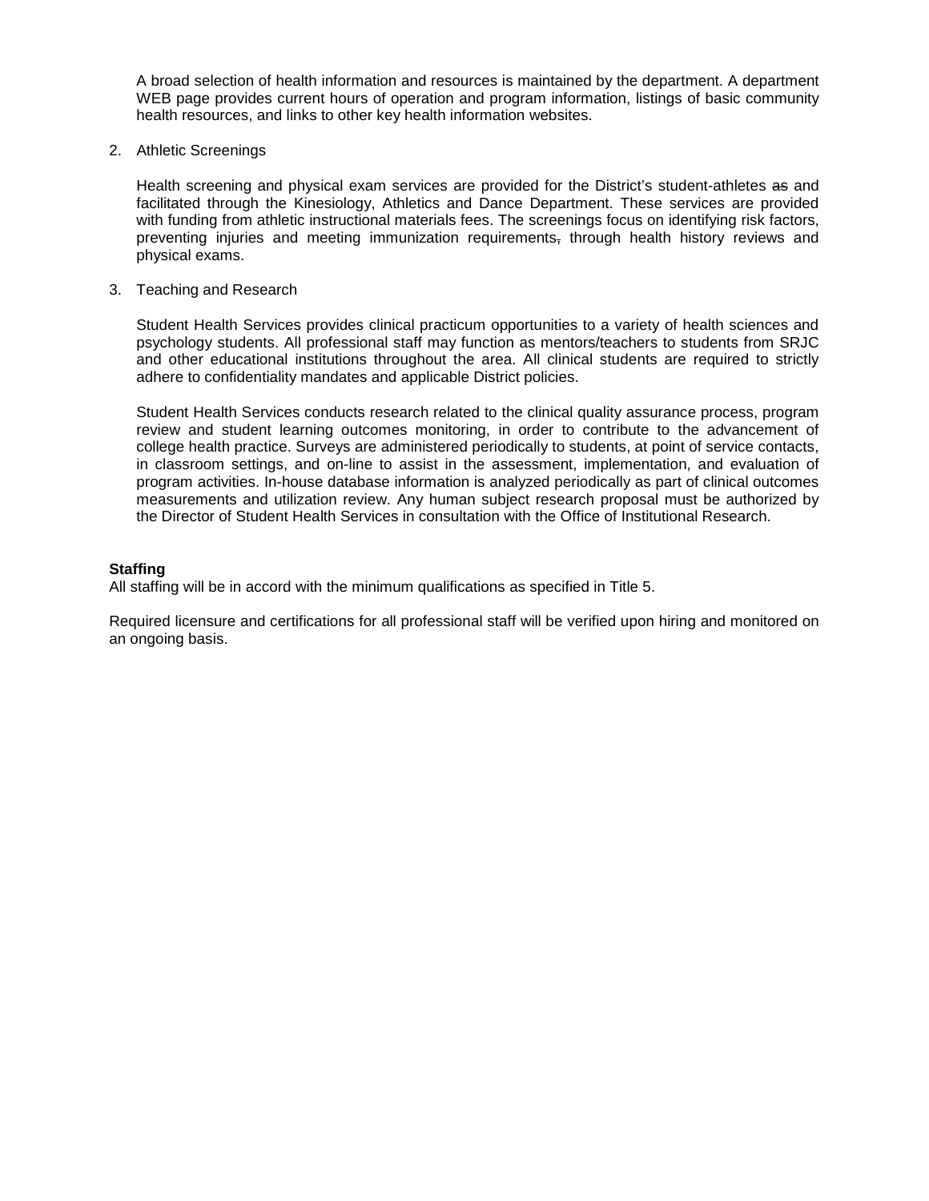A broad selection of health information and resources is maintained by the department. A department WEB page provides current hours of operation and program information, listings of basic community health resources, and links to other key health information websites.

2. Athletic Screenings

   Health screening and physical exam services are provided for the District's student-athletes ~~as~~ and facilitated through the Kinesiology, Athletics and Dance Department. These services are provided with funding from athletic instructional materials fees. The screenings focus on identifying risk factors, preventing injuries and meeting immunization requirements~~,~~ through health history reviews and physical exams.

3. Teaching and Research

   Student Health Services provides clinical practicum opportunities to a variety of health sciences and psychology students. All professional staff may function as mentors/teachers to students from SRJC and other educational institutions throughout the area. All clinical students are required to strictly adhere to confidentiality mandates and applicable District policies.

   Student Health Services conducts research related to the clinical quality assurance process, program review and student learning outcomes monitoring, in order to contribute to the advancement of college health practice. Surveys are administered periodically to students, at point of service contacts, in classroom settings, and on-line to assist in the assessment, implementation, and evaluation of program activities. In-house database information is analyzed periodically as part of clinical outcomes measurements and utilization review. Any human subject research proposal must be authorized by the Director of Student Health Services in consultation with the Office of Institutional Research.

**Staffing**

All staffing will be in accord with the minimum qualifications as specified in Title 5.

Required licensure and certifications for all professional staff will be verified upon hiring and monitored on an ongoing basis.